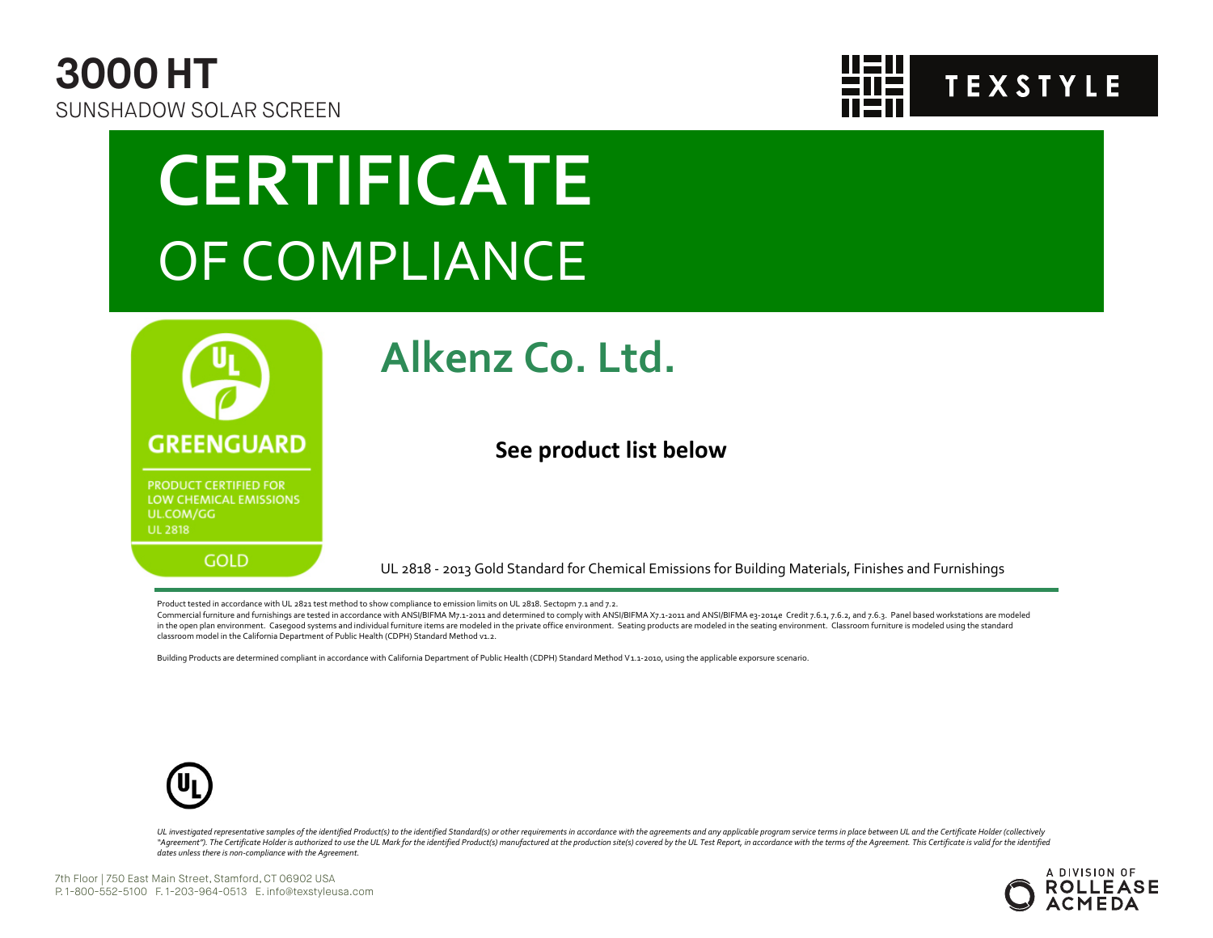# 3000 HT

SUNSHADOW SOLAR SCREEN

TEXSTYLE

# CERTIFICATE

## OF COMPLIANCE

GREENGUARD

PRODUCT CERTIFIED FOR LOW CHEMICAL EMISSIONS
UL.COM/GG
UL 2818

GOLD

## Alkenz Co. Ltd.

**See product list below**

UL 2818 - 2013 Gold Standard for Chemical Emissions for Building Materials, Finishes and Furnishings

Product tested in accordance with UL 2821 test method to show compliance to emission limits on UL 2818. Sectopm 7.1 and 7.2.

Commercial furniture and furnishings are tested in accordance with ANSI/BIFMA M7.1-2011 and determined to comply with ANSI/BIFMA X7.1-2011 and ANSI/BIFMA e3-2014e Credit 7.6.1, 7.6.2, and 7.6.3. Panel based workstations are modeled in the open plan environment. Casegood systems and individual furniture items are modeled in the private office environment. Seating products are modeled in the seating environment. Classroom furniture is modeled using the standard classroom model in the California Department of Public Health (CDPH) Standard Method v1.2.

Building Products are determined compliant in accordance with California Department of Public Health (CDPH) Standard Method V1.1-2010, using the applicable exporsure scenario.

*UL investigated representative samples of the identified Product(s) to the identified Standard(s) or other requirements in accordance with the agreements and any applicable program service terms in place between UL and the Certificate Holder (collectively "Agreement"). The Certificate Holder is authorized to use the UL Mark for the identified Product(s) manufactured at the production site(s) covered by the UL Test Report, in accordance with the terms of the Agreement. This Certificate is valid for the identified dates unless there is non-compliance with the Agreement.*

7th Floor | 750 East Main Street, Stamford, CT 06902 USA
P. 1-800-552-5100 F. 1-203-964-0513 E. info@texstyleusa.com

A DIVISION OF ROLLEASE ACMEDA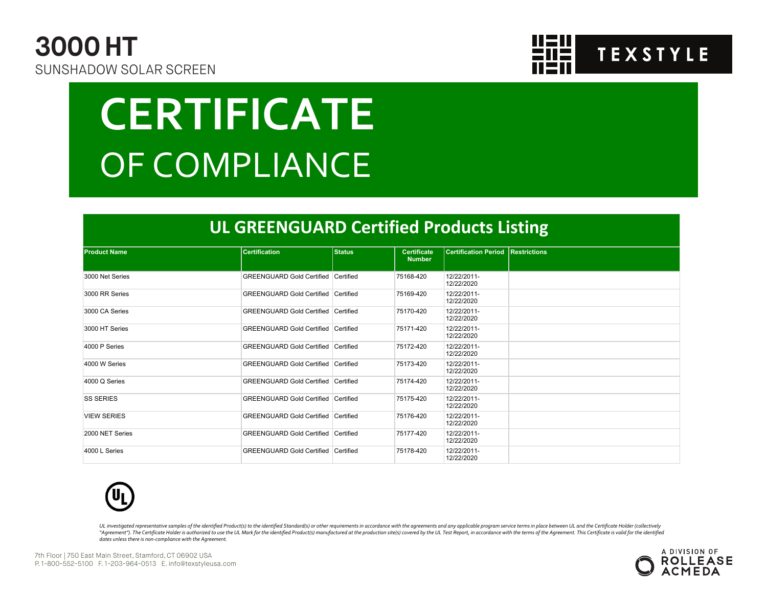3000 HT
SUNSHADOW SOLAR SCREEN

TEXSTYLE

# CERTIFICATE
## OF COMPLIANCE

### UL GREENGUARD Certified Products Listing

| Product Name | Certification | Status | Certificate Number | Certification Period | Restrictions |
|---|---|---|---|---|---|
| 3000 Net Series | GREENGUARD Gold Certified | Certified | 75168-420 | 12/22/2011-12/22/2020 | |
| 3000 RR Series | GREENGUARD Gold Certified | Certified | 75169-420 | 12/22/2011-12/22/2020 | |
| 3000 CA Series | GREENGUARD Gold Certified | Certified | 75170-420 | 12/22/2011-12/22/2020 | |
| 3000 HT Series | GREENGUARD Gold Certified | Certified | 75171-420 | 12/22/2011-12/22/2020 | |
| 4000 P Series | GREENGUARD Gold Certified | Certified | 75172-420 | 12/22/2011-12/22/2020 | |
| 4000 W Series | GREENGUARD Gold Certified | Certified | 75173-420 | 12/22/2011-12/22/2020 | |
| 4000 Q Series | GREENGUARD Gold Certified | Certified | 75174-420 | 12/22/2011-12/22/2020 | |
| SS SERIES | GREENGUARD Gold Certified | Certified | 75175-420 | 12/22/2011-12/22/2020 | |
| VIEW SERIES | GREENGUARD Gold Certified | Certified | 75176-420 | 12/22/2011-12/22/2020 | |
| 2000 NET Series | GREENGUARD Gold Certified | Certified | 75177-420 | 12/22/2011-12/22/2020 | |
| 4000 L Series | GREENGUARD Gold Certified | Certified | 75178-420 | 12/22/2011-12/22/2020 | |

*UL investigated representative samples of the identified Product(s) to the identified Standard(s) or other requirements in accordance with the agreements and any applicable program service terms in place between UL and the Certificate Holder (collectively "Agreement"). The Certificate Holder is authorized to use the UL Mark for the identified Product(s) manufactured at the production site(s) covered by the UL Test Report, in accordance with the terms of the Agreement. This Certificate is valid for the identified dates unless there is non-compliance with the Agreement.*

7th Floor | 750 East Main Street, Stamford, CT 06902 USA
P. 1-800-552-5100 F. 1-203-964-0513 E. info@texstyleusa.com

A DIVISION OF ROLLEASE ACMEDA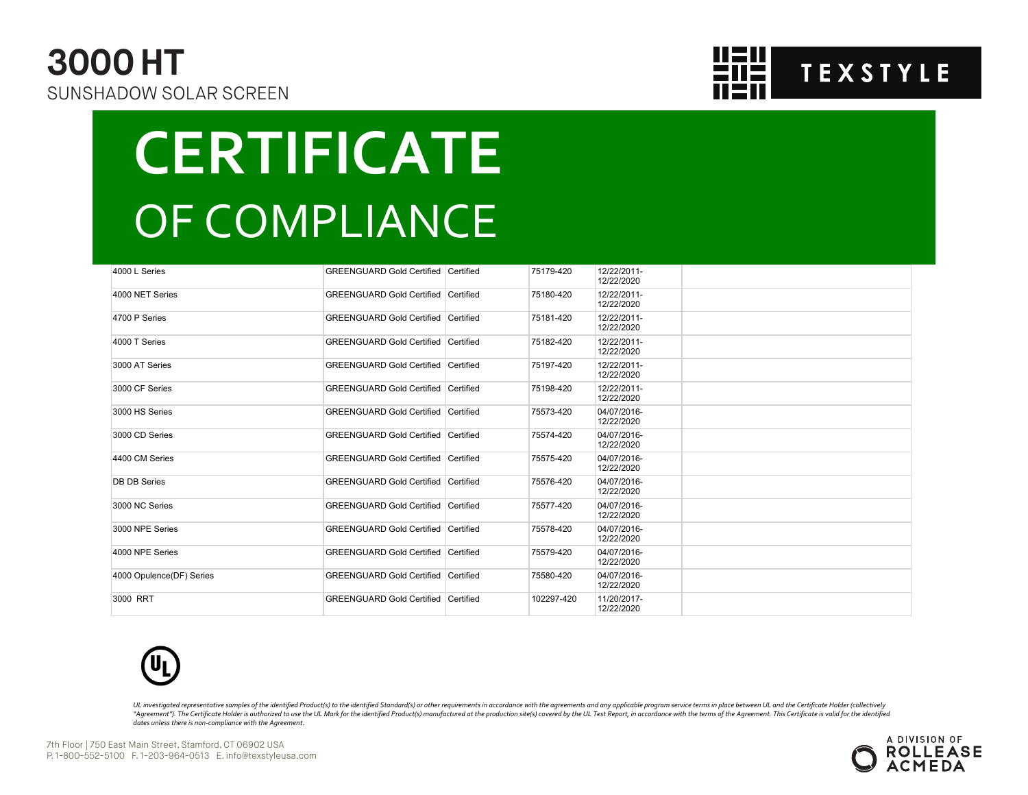# 3000 HT

SUNSHADOW SOLAR SCREEN

TEXSTYLE

# CERTIFICATE

## OF COMPLIANCE

| | | | | | |
|---|---|---|---|---|---|
| 4000 L Series | GREENGUARD Gold Certified | Certified | 75179-420 | 12/22/2011-12/22/2020 | |
| 4000 NET Series | GREENGUARD Gold Certified | Certified | 75180-420 | 12/22/2011-12/22/2020 | |
| 4700 P Series | GREENGUARD Gold Certified | Certified | 75181-420 | 12/22/2011-12/22/2020 | |
| 4000 T Series | GREENGUARD Gold Certified | Certified | 75182-420 | 12/22/2011-12/22/2020 | |
| 3000 AT Series | GREENGUARD Gold Certified | Certified | 75197-420 | 12/22/2011-12/22/2020 | |
| 3000 CF Series | GREENGUARD Gold Certified | Certified | 75198-420 | 12/22/2011-12/22/2020 | |
| 3000 HS Series | GREENGUARD Gold Certified | Certified | 75573-420 | 04/07/2016-12/22/2020 | |
| 3000 CD Series | GREENGUARD Gold Certified | Certified | 75574-420 | 04/07/2016-12/22/2020 | |
| 4400 CM Series | GREENGUARD Gold Certified | Certified | 75575-420 | 04/07/2016-12/22/2020 | |
| DB DB Series | GREENGUARD Gold Certified | Certified | 75576-420 | 04/07/2016-12/22/2020 | |
| 3000 NC Series | GREENGUARD Gold Certified | Certified | 75577-420 | 04/07/2016-12/22/2020 | |
| 3000 NPE Series | GREENGUARD Gold Certified | Certified | 75578-420 | 04/07/2016-12/22/2020 | |
| 4000 NPE Series | GREENGUARD Gold Certified | Certified | 75579-420 | 04/07/2016-12/22/2020 | |
| 4000 Opulence(DF) Series | GREENGUARD Gold Certified | Certified | 75580-420 | 04/07/2016-12/22/2020 | |
| 3000 RRT | GREENGUARD Gold Certified | Certified | 102297-420 | 11/20/2017-12/22/2020 | |

*UL investigated representative samples of the identified Product(s) to the identified Standard(s) or other requirements in accordance with the agreements and any applicable program service terms in place between UL and the Certificate Holder (collectively "Agreement"). The Certificate Holder is authorized to use the UL Mark for the identified Product(s) manufactured at the production site(s) covered by the UL Test Report, in accordance with the terms of the Agreement. This Certificate is valid for the identified dates unless there is non-compliance with the Agreement.*

7th Floor | 750 East Main Street, Stamford, CT 06902 USA
P. 1-800-552-5100 F. 1-203-964-0513 E. info@texstyleusa.com

A DIVISION OF ROLLEASE ACMEDA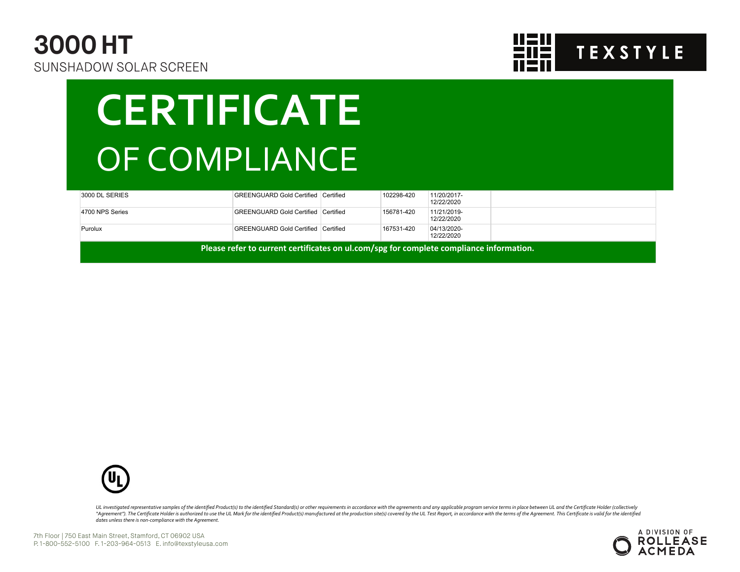# 3000 HT

SUNSHADOW SOLAR SCREEN

TEXSTYLE

# CERTIFICATE

## OF COMPLIANCE

| | | | | | |
|---|---|---|---|---|---|
| 3000 DL SERIES | GREENGUARD Gold Certified | Certified | 102298-420 | 11/20/2017-12/22/2020 | |
| 4700 NPS Series | GREENGUARD Gold Certified | Certified | 156781-420 | 11/21/2019-12/22/2020 | |
| Purolux | GREENGUARD Gold Certified | Certified | 167531-420 | 04/13/2020-12/22/2020 | |

**Please refer to current certificates on ul.com/spg for complete compliance information.**

*UL investigated representative samples of the identified Product(s) to the identified Standard(s) or other requirements in accordance with the agreements and any applicable program service terms in place between UL and the Certificate Holder (collectively "Agreement"). The Certificate Holder is authorized to use the UL Mark for the identified Product(s) manufactured at the production site(s) covered by the UL Test Report, in accordance with the terms of the Agreement. This Certificate is valid for the identified dates unless there is non-compliance with the Agreement.*

7th Floor | 750 East Main Street, Stamford, CT 06902 USA
P. 1-800-552-5100 F. 1-203-964-0513 E. info@texstyleusa.com

A DIVISION OF ROLLEASE ACMEDA